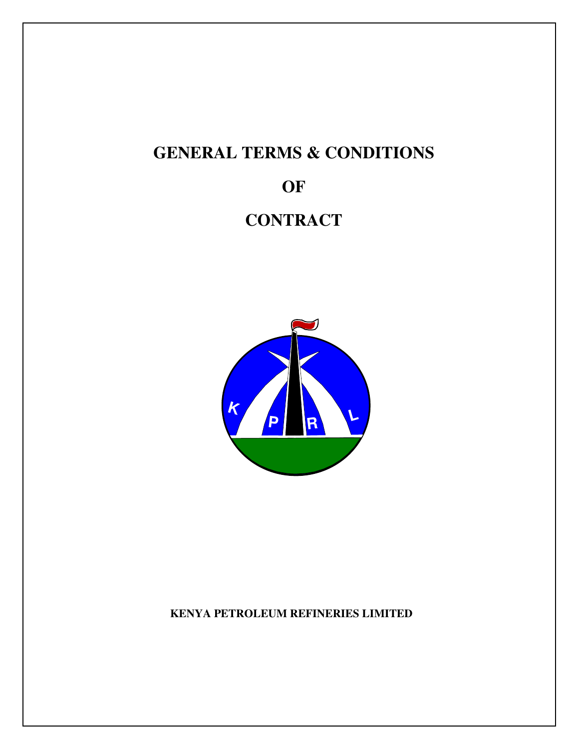# GENERAL TERMS & CONDITIONS

# OF

# CONTRACT

**KENYA PETROLEUM REFINERIES LIMITED**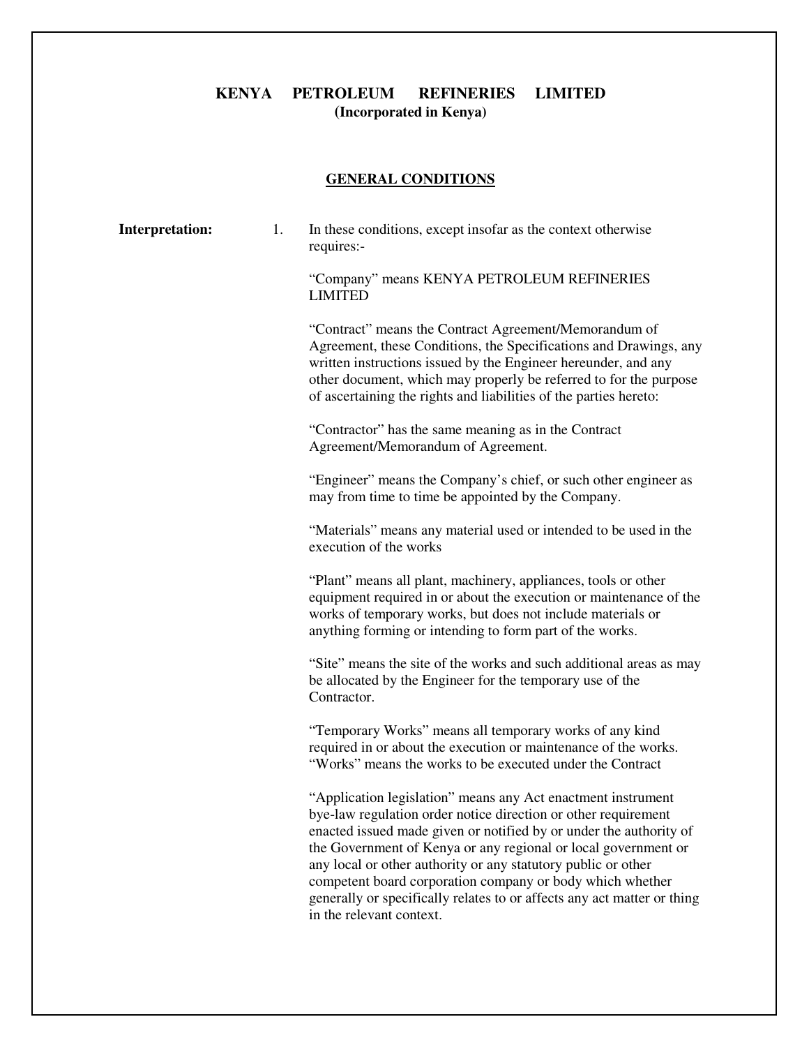# KENYA PETROLEUM REFINERIES LIMITED

**(Incorporated in Kenya)**

## GENERAL CONDITIONS

**Interpretation:**

1. In these conditions, except insofar as the context otherwise requires:-

   "Company" means KENYA PETROLEUM REFINERIES LIMITED

   "Contract" means the Contract Agreement/Memorandum of Agreement, these Conditions, the Specifications and Drawings, any written instructions issued by the Engineer hereunder, and any other document, which may properly be referred to for the purpose of ascertaining the rights and liabilities of the parties hereto:

   "Contractor" has the same meaning as in the Contract Agreement/Memorandum of Agreement.

   "Engineer" means the Company's chief, or such other engineer as may from time to time be appointed by the Company.

   "Materials" means any material used or intended to be used in the execution of the works

   "Plant" means all plant, machinery, appliances, tools or other equipment required in or about the execution or maintenance of the works of temporary works, but does not include materials or anything forming or intending to form part of the works.

   "Site" means the site of the works and such additional areas as may be allocated by the Engineer for the temporary use of the Contractor.

   "Temporary Works" means all temporary works of any kind required in or about the execution or maintenance of the works.
   "Works" means the works to be executed under the Contract

   "Application legislation" means any Act enactment instrument bye-law regulation order notice direction or other requirement enacted issued made given or notified by or under the authority of the Government of Kenya or any regional or local government or any local or other authority or any statutory public or other competent board corporation company or body which whether generally or specifically relates to or affects any act matter or thing in the relevant context.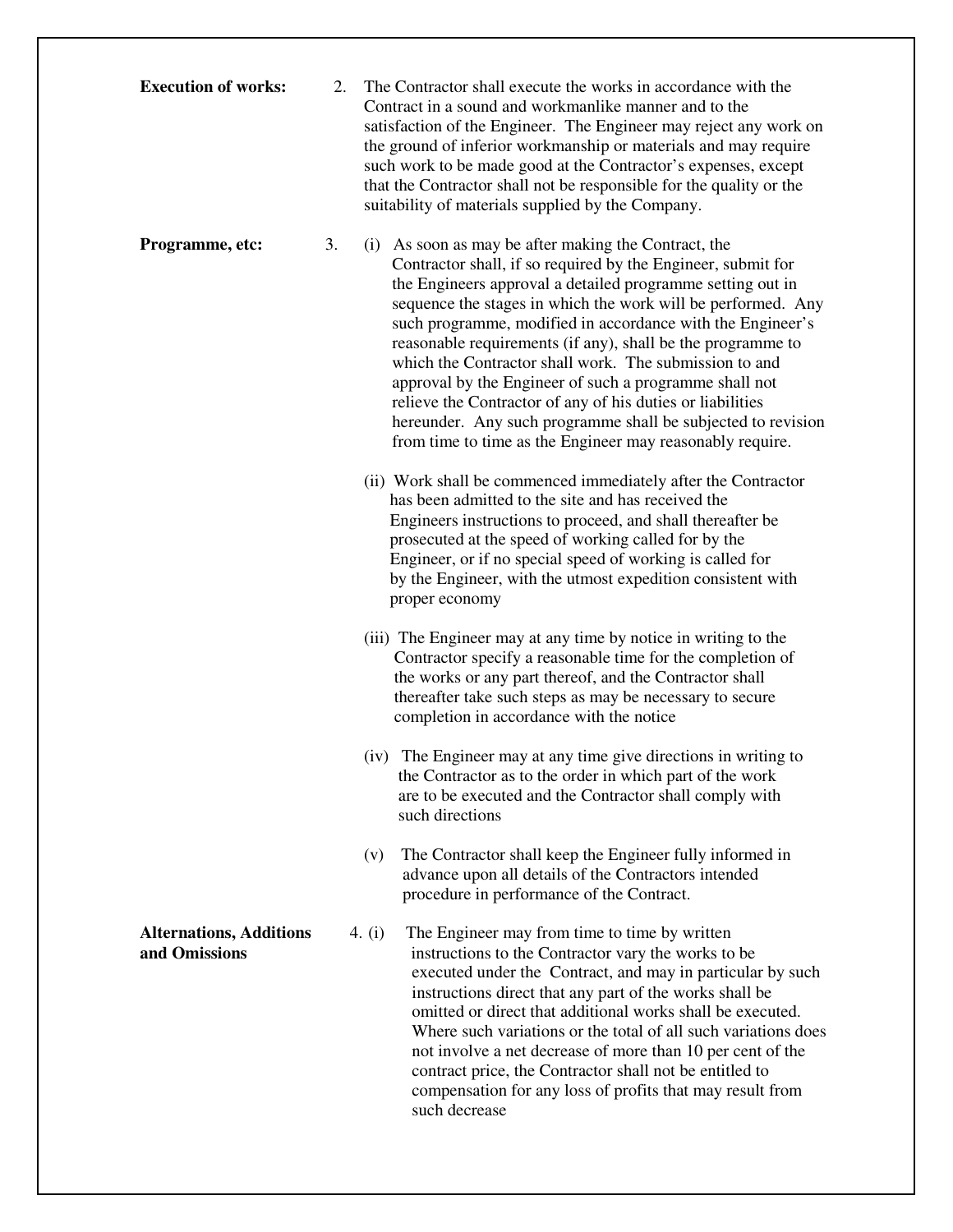**Execution of works:** 2. The Contractor shall execute the works in accordance with the Contract in a sound and workmanlike manner and to the satisfaction of the Engineer. The Engineer may reject any work on the ground of inferior workmanship or materials and may require such work to be made good at the Contractor's expenses, except that the Contractor shall not be responsible for the quality or the suitability of materials supplied by the Company.

**Programme, etc:** 3. (i) As soon as may be after making the Contract, the Contractor shall, if so required by the Engineer, submit for the Engineers approval a detailed programme setting out in sequence the stages in which the work will be performed. Any such programme, modified in accordance with the Engineer's reasonable requirements (if any), shall be the programme to which the Contractor shall work. The submission to and approval by the Engineer of such a programme shall not relieve the Contractor of any of his duties or liabilities hereunder. Any such programme shall be subjected to revision from time to time as the Engineer may reasonably require.

(ii) Work shall be commenced immediately after the Contractor has been admitted to the site and has received the Engineers instructions to proceed, and shall thereafter be prosecuted at the speed of working called for by the Engineer, or if no special speed of working is called for by the Engineer, with the utmost expedition consistent with proper economy

(iii) The Engineer may at any time by notice in writing to the Contractor specify a reasonable time for the completion of the works or any part thereof, and the Contractor shall thereafter take such steps as may be necessary to secure completion in accordance with the notice

(iv) The Engineer may at any time give directions in writing to the Contractor as to the order in which part of the work are to be executed and the Contractor shall comply with such directions

(v) The Contractor shall keep the Engineer fully informed in advance upon all details of the Contractors intended procedure in performance of the Contract.

**Alternations, Additions and Omissions** 4. (i) The Engineer may from time to time by written instructions to the Contractor vary the works to be executed under the Contract, and may in particular by such instructions direct that any part of the works shall be omitted or direct that additional works shall be executed. Where such variations or the total of all such variations does not involve a net decrease of more than 10 per cent of the contract price, the Contractor shall not be entitled to compensation for any loss of profits that may result from such decrease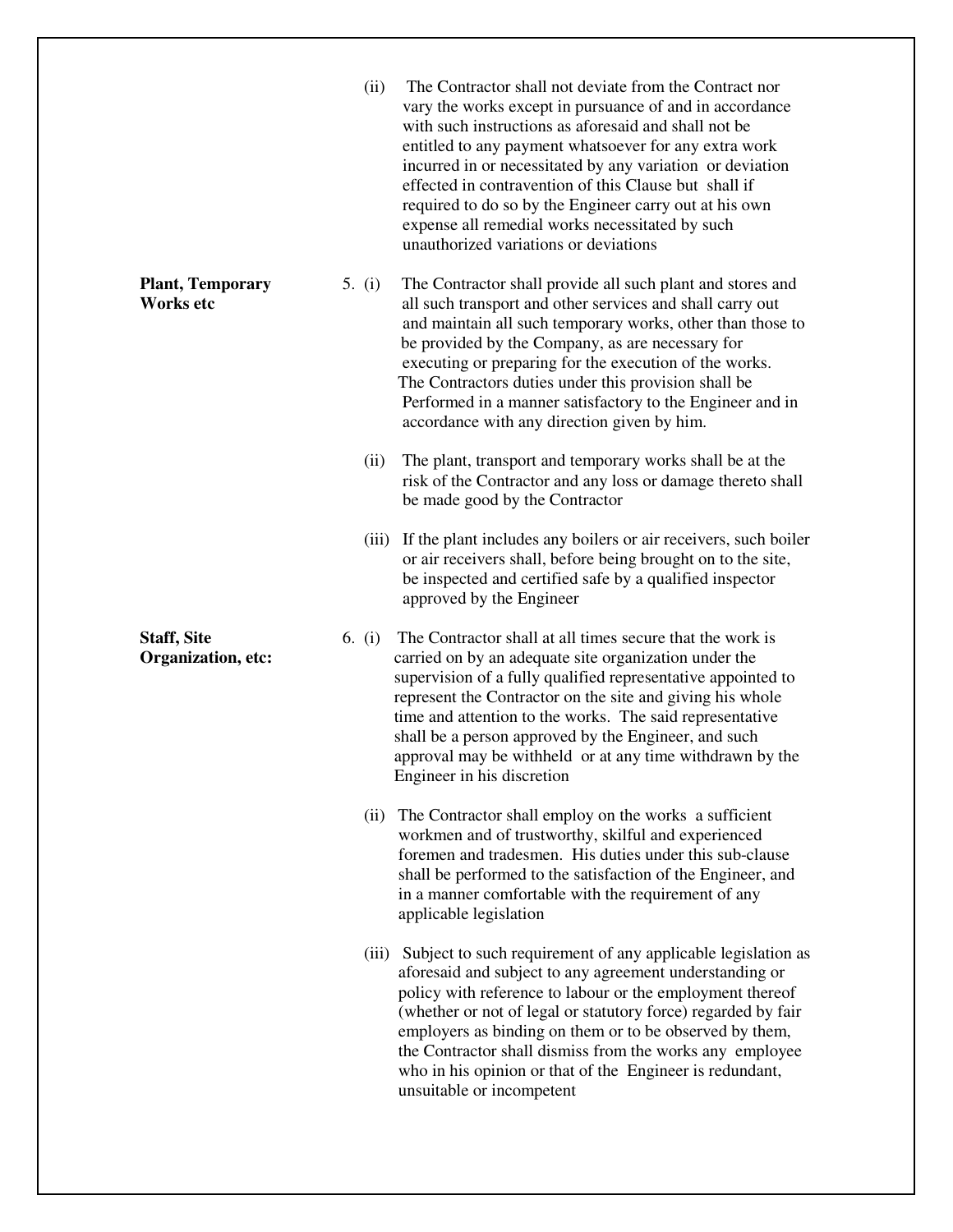(ii) The Contractor shall not deviate from the Contract nor vary the works except in pursuance of and in accordance with such instructions as aforesaid and shall not be entitled to any payment whatsoever for any extra work incurred in or necessitated by any variation or deviation effected in contravention of this Clause but shall if required to do so by the Engineer carry out at his own expense all remedial works necessitated by such unauthorized variations or deviations

**Plant, Temporary Works etc**

5. (i) The Contractor shall provide all such plant and stores and all such transport and other services and shall carry out and maintain all such temporary works, other than those to be provided by the Company, as are necessary for executing or preparing for the execution of the works. The Contractors duties under this provision shall be Performed in a manner satisfactory to the Engineer and in accordance with any direction given by him.

(ii) The plant, transport and temporary works shall be at the risk of the Contractor and any loss or damage thereto shall be made good by the Contractor

(iii) If the plant includes any boilers or air receivers, such boiler or air receivers shall, before being brought on to the site, be inspected and certified safe by a qualified inspector approved by the Engineer

**Staff, Site Organization, etc:**

6. (i) The Contractor shall at all times secure that the work is carried on by an adequate site organization under the supervision of a fully qualified representative appointed to represent the Contractor on the site and giving his whole time and attention to the works. The said representative shall be a person approved by the Engineer, and such approval may be withheld or at any time withdrawn by the Engineer in his discretion

(ii) The Contractor shall employ on the works a sufficient workmen and of trustworthy, skilful and experienced foremen and tradesmen. His duties under this sub-clause shall be performed to the satisfaction of the Engineer, and in a manner comfortable with the requirement of any applicable legislation

(iii) Subject to such requirement of any applicable legislation as aforesaid and subject to any agreement understanding or policy with reference to labour or the employment thereof (whether or not of legal or statutory force) regarded by fair employers as binding on them or to be observed by them, the Contractor shall dismiss from the works any employee who in his opinion or that of the Engineer is redundant, unsuitable or incompetent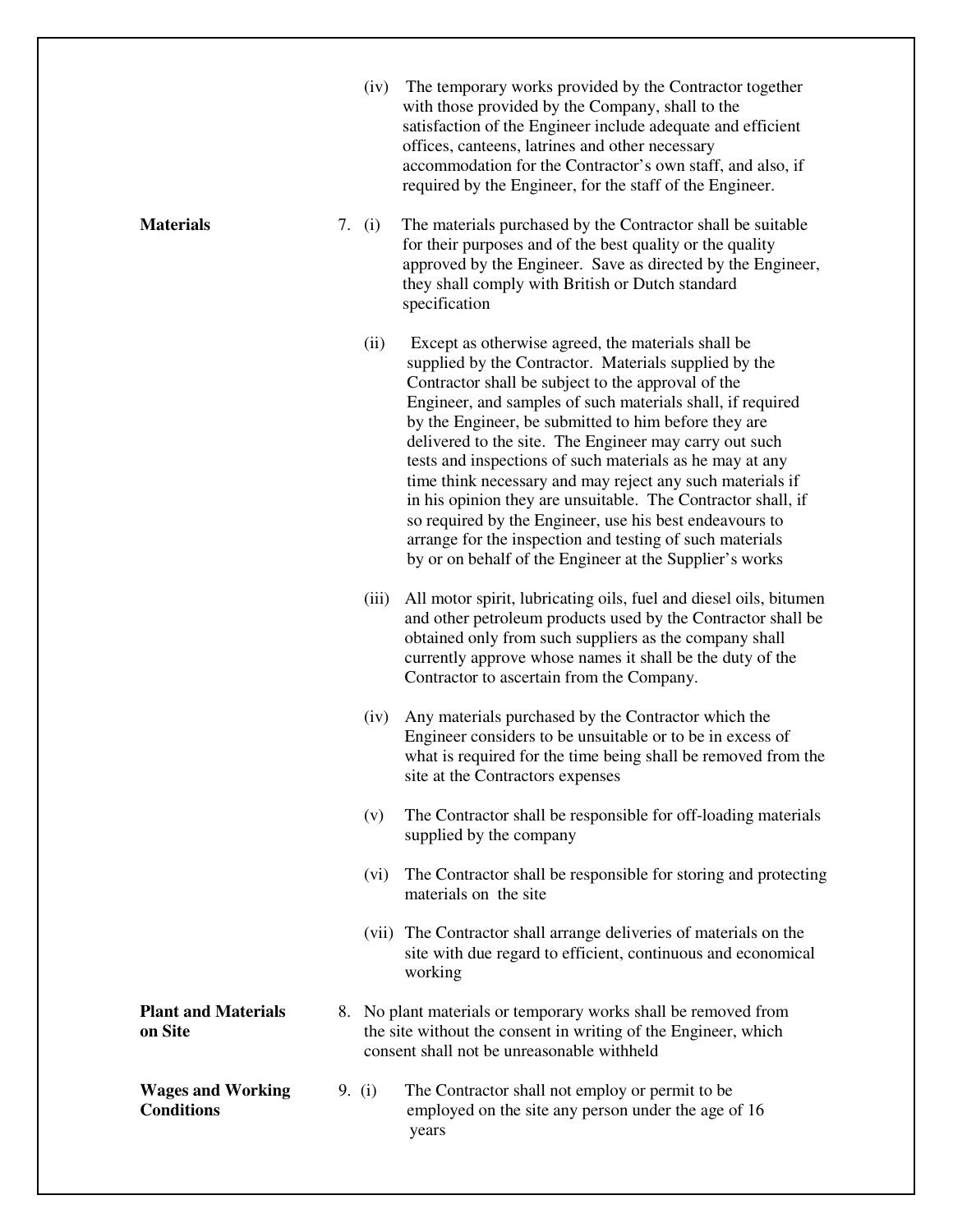(iv) The temporary works provided by the Contractor together with those provided by the Company, shall to the satisfaction of the Engineer include adequate and efficient offices, canteens, latrines and other necessary accommodation for the Contractor's own staff, and also, if required by the Engineer, for the staff of the Engineer.

**Materials**

7. (i) The materials purchased by the Contractor shall be suitable for their purposes and of the best quality or the quality approved by the Engineer. Save as directed by the Engineer, they shall comply with British or Dutch standard specification

(ii) Except as otherwise agreed, the materials shall be supplied by the Contractor. Materials supplied by the Contractor shall be subject to the approval of the Engineer, and samples of such materials shall, if required by the Engineer, be submitted to him before they are delivered to the site. The Engineer may carry out such tests and inspections of such materials as he may at any time think necessary and may reject any such materials if in his opinion they are unsuitable. The Contractor shall, if so required by the Engineer, use his best endeavours to arrange for the inspection and testing of such materials by or on behalf of the Engineer at the Supplier's works

(iii) All motor spirit, lubricating oils, fuel and diesel oils, bitumen and other petroleum products used by the Contractor shall be obtained only from such suppliers as the company shall currently approve whose names it shall be the duty of the Contractor to ascertain from the Company.

(iv) Any materials purchased by the Contractor which the Engineer considers to be unsuitable or to be in excess of what is required for the time being shall be removed from the site at the Contractors expenses

(v) The Contractor shall be responsible for off-loading materials supplied by the company

(vi) The Contractor shall be responsible for storing and protecting materials on the site

(vii) The Contractor shall arrange deliveries of materials on the site with due regard to efficient, continuous and economical working

**Plant and Materials on Site**

8. No plant materials or temporary works shall be removed from the site without the consent in writing of the Engineer, which consent shall not be unreasonable withheld

**Wages and Working Conditions**

9. (i) The Contractor shall not employ or permit to be employed on the site any person under the age of 16 years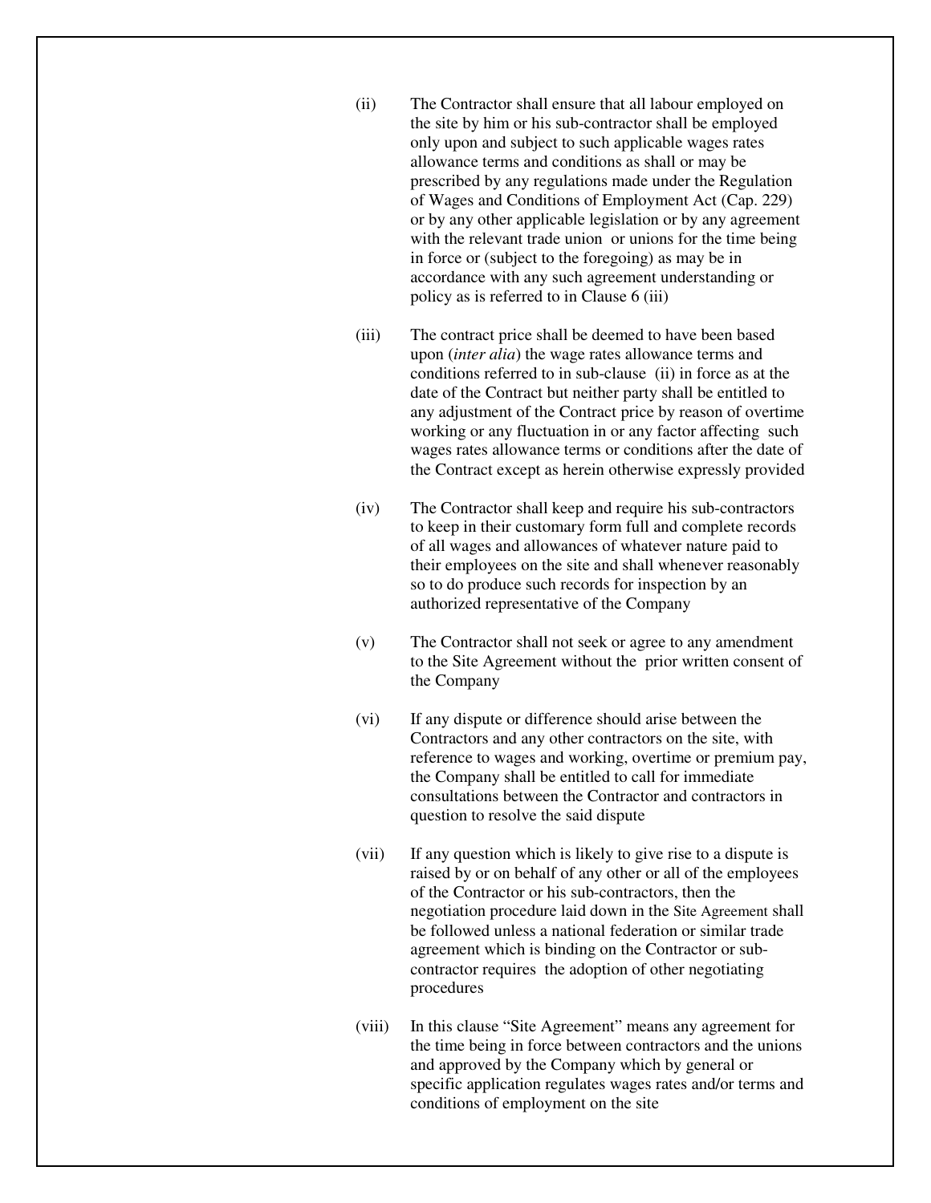(ii) The Contractor shall ensure that all labour employed on the site by him or his sub-contractor shall be employed only upon and subject to such applicable wages rates allowance terms and conditions as shall or may be prescribed by any regulations made under the Regulation of Wages and Conditions of Employment Act (Cap. 229) or by any other applicable legislation or by any agreement with the relevant trade union or unions for the time being in force or (subject to the foregoing) as may be in accordance with any such agreement understanding or policy as is referred to in Clause 6 (iii)

(iii) The contract price shall be deemed to have been based upon (*inter alia*) the wage rates allowance terms and conditions referred to in sub-clause (ii) in force as at the date of the Contract but neither party shall be entitled to any adjustment of the Contract price by reason of overtime working or any fluctuation in or any factor affecting such wages rates allowance terms or conditions after the date of the Contract except as herein otherwise expressly provided

(iv) The Contractor shall keep and require his sub-contractors to keep in their customary form full and complete records of all wages and allowances of whatever nature paid to their employees on the site and shall whenever reasonably so to do produce such records for inspection by an authorized representative of the Company

(v) The Contractor shall not seek or agree to any amendment to the Site Agreement without the prior written consent of the Company

(vi) If any dispute or difference should arise between the Contractors and any other contractors on the site, with reference to wages and working, overtime or premium pay, the Company shall be entitled to call for immediate consultations between the Contractor and contractors in question to resolve the said dispute

(vii) If any question which is likely to give rise to a dispute is raised by or on behalf of any other or all of the employees of the Contractor or his sub-contractors, then the negotiation procedure laid down in the Site Agreement shall be followed unless a national federation or similar trade agreement which is binding on the Contractor or sub-contractor requires the adoption of other negotiating procedures

(viii) In this clause "Site Agreement" means any agreement for the time being in force between contractors and the unions and approved by the Company which by general or specific application regulates wages rates and/or terms and conditions of employment on the site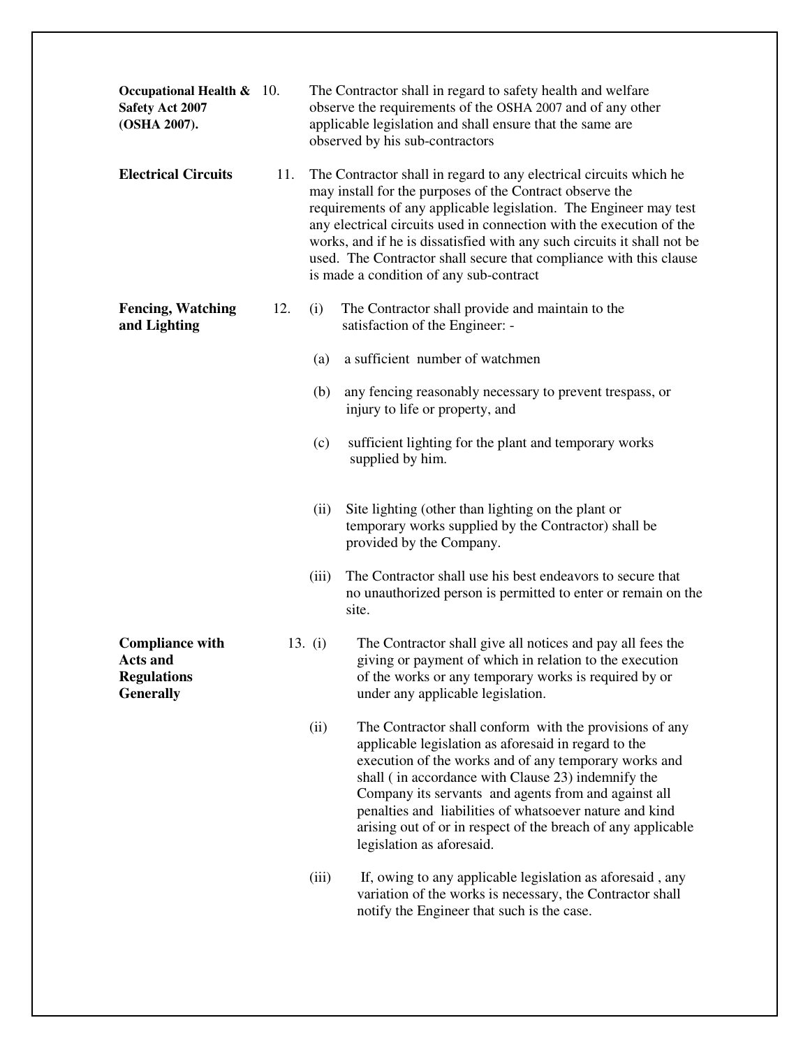**Occupational Health & Safety Act 2007 (OSHA 2007).**

10. The Contractor shall in regard to safety health and welfare observe the requirements of the OSHA 2007 and of any other applicable legislation and shall ensure that the same are observed by his sub-contractors

**Electrical Circuits**

11. The Contractor shall in regard to any electrical circuits which he may install for the purposes of the Contract observe the requirements of any applicable legislation. The Engineer may test any electrical circuits used in connection with the execution of the works, and if he is dissatisfied with any such circuits it shall not be used. The Contractor shall secure that compliance with this clause is made a condition of any sub-contract

**Fencing, Watching and Lighting**

12. (i) The Contractor shall provide and maintain to the satisfaction of the Engineer: -

(a) a sufficient number of watchmen

(b) any fencing reasonably necessary to prevent trespass, or injury to life or property, and

(c) sufficient lighting for the plant and temporary works supplied by him.

(ii) Site lighting (other than lighting on the plant or temporary works supplied by the Contractor) shall be provided by the Company.

(iii) The Contractor shall use his best endeavors to secure that no unauthorized person is permitted to enter or remain on the site.

**Compliance with Acts and Regulations Generally**

13. (i) The Contractor shall give all notices and pay all fees the giving or payment of which in relation to the execution of the works or any temporary works is required by or under any applicable legislation.

(ii) The Contractor shall conform with the provisions of any applicable legislation as aforesaid in regard to the execution of the works and of any temporary works and shall ( in accordance with Clause 23) indemnify the Company its servants and agents from and against all penalties and liabilities of whatsoever nature and kind arising out of or in respect of the breach of any applicable legislation as aforesaid.

(iii) If, owing to any applicable legislation as aforesaid , any variation of the works is necessary, the Contractor shall notify the Engineer that such is the case.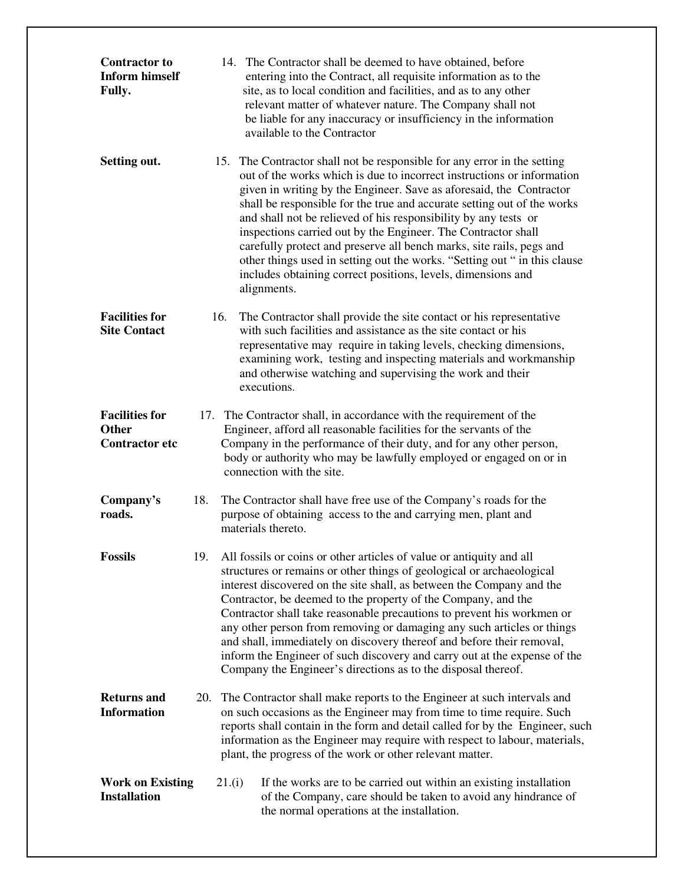**Contractor to Inform himself Fully.**

14. The Contractor shall be deemed to have obtained, before entering into the Contract, all requisite information as to the site, as to local condition and facilities, and as to any other relevant matter of whatever nature. The Company shall not be liable for any inaccuracy or insufficiency in the information available to the Contractor

**Setting out.**

15. The Contractor shall not be responsible for any error in the setting out of the works which is due to incorrect instructions or information given in writing by the Engineer. Save as aforesaid, the Contractor shall be responsible for the true and accurate setting out of the works and shall not be relieved of his responsibility by any tests or inspections carried out by the Engineer. The Contractor shall carefully protect and preserve all bench marks, site rails, pegs and other things used in setting out the works. "Setting out " in this clause includes obtaining correct positions, levels, dimensions and alignments.

**Facilities for Site Contact**

16. The Contractor shall provide the site contact or his representative with such facilities and assistance as the site contact or his representative may require in taking levels, checking dimensions, examining work, testing and inspecting materials and workmanship and otherwise watching and supervising the work and their executions.

**Facilities for Other Contractor etc**

17. The Contractor shall, in accordance with the requirement of the Engineer, afford all reasonable facilities for the servants of the Company in the performance of their duty, and for any other person, body or authority who may be lawfully employed or engaged on or in connection with the site.

**Company's roads.**

18. The Contractor shall have free use of the Company's roads for the purpose of obtaining access to the and carrying men, plant and materials thereto.

**Fossils**

19. All fossils or coins or other articles of value or antiquity and all structures or remains or other things of geological or archaeological interest discovered on the site shall, as between the Company and the Contractor, be deemed to the property of the Company, and the Contractor shall take reasonable precautions to prevent his workmen or any other person from removing or damaging any such articles or things and shall, immediately on discovery thereof and before their removal, inform the Engineer of such discovery and carry out at the expense of the Company the Engineer's directions as to the disposal thereof.

**Returns and Information**

20. The Contractor shall make reports to the Engineer at such intervals and on such occasions as the Engineer may from time to time require. Such reports shall contain in the form and detail called for by the Engineer, such information as the Engineer may require with respect to labour, materials, plant, the progress of the work or other relevant matter.

**Work on Existing Installation**

21.(i) If the works are to be carried out within an existing installation of the Company, care should be taken to avoid any hindrance of the normal operations at the installation.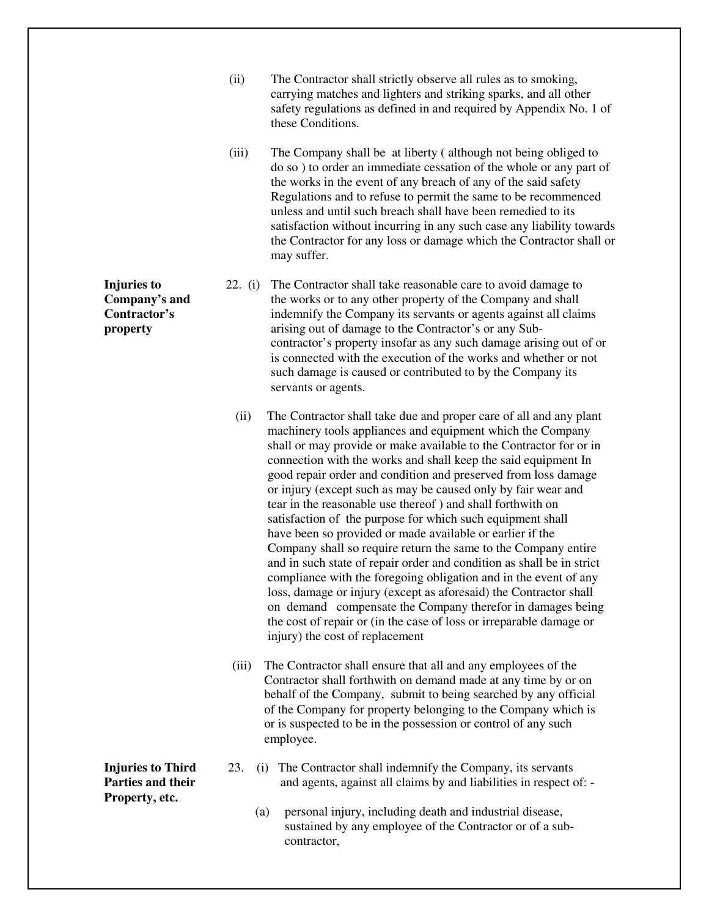(ii) The Contractor shall strictly observe all rules as to smoking, carrying matches and lighters and striking sparks, and all other safety regulations as defined in and required by Appendix No. 1 of these Conditions.

(iii) The Company shall be at liberty ( although not being obliged to do so ) to order an immediate cessation of the whole or any part of the works in the event of any breach of any of the said safety Regulations and to refuse to permit the same to be recommenced unless and until such breach shall have been remedied to its satisfaction without incurring in any such case any liability towards the Contractor for any loss or damage which the Contractor shall or may suffer.

**Injuries to Company's and Contractor's property**

22. (i) The Contractor shall take reasonable care to avoid damage to the works or to any other property of the Company and shall indemnify the Company its servants or agents against all claims arising out of damage to the Contractor's or any Sub-contractor's property insofar as any such damage arising out of or is connected with the execution of the works and whether or not such damage is caused or contributed to by the Company its servants or agents.

(ii) The Contractor shall take due and proper care of all and any plant machinery tools appliances and equipment which the Company shall or may provide or make available to the Contractor for or in connection with the works and shall keep the said equipment In good repair order and condition and preserved from loss damage or injury (except such as may be caused only by fair wear and tear in the reasonable use thereof ) and shall forthwith on satisfaction of the purpose for which such equipment shall have been so provided or made available or earlier if the Company shall so require return the same to the Company entire and in such state of repair order and condition as shall be in strict compliance with the foregoing obligation and in the event of any loss, damage or injury (except as aforesaid) the Contractor shall on demand compensate the Company therefor in damages being the cost of repair or (in the case of loss or irreparable damage or injury) the cost of replacement

(iii) The Contractor shall ensure that all and any employees of the Contractor shall forthwith on demand made at any time by or on behalf of the Company, submit to being searched by any official of the Company for property belonging to the Company which is or is suspected to be in the possession or control of any such employee.

**Injuries to Third Parties and their Property, etc.**

23. (i) The Contractor shall indemnify the Company, its servants and agents, against all claims by and liabilities in respect of: -

(a) personal injury, including death and industrial disease, sustained by any employee of the Contractor or of a sub-contractor,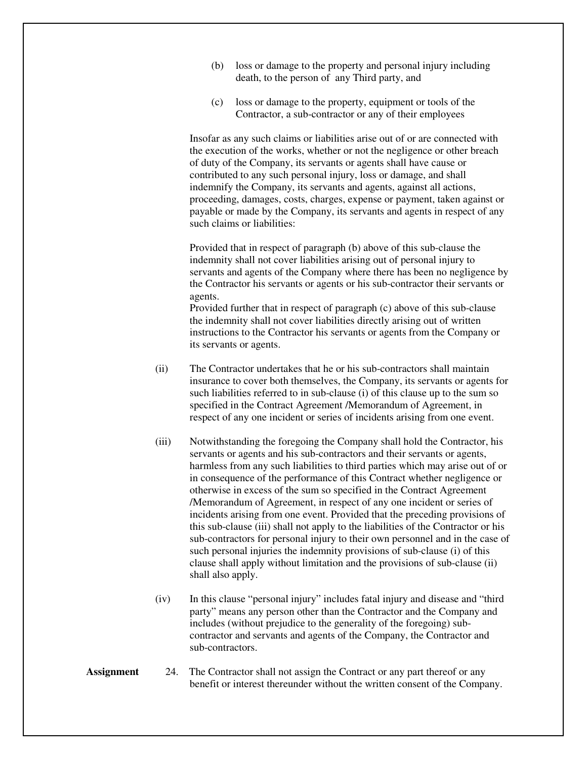(b) loss or damage to the property and personal injury including death, to the person of any Third party, and

(c) loss or damage to the property, equipment or tools of the Contractor, a sub-contractor or any of their employees

Insofar as any such claims or liabilities arise out of or are connected with the execution of the works, whether or not the negligence or other breach of duty of the Company, its servants or agents shall have cause or contributed to any such personal injury, loss or damage, and shall indemnify the Company, its servants and agents, against all actions, proceeding, damages, costs, charges, expense or payment, taken against or payable or made by the Company, its servants and agents in respect of any such claims or liabilities:

Provided that in respect of paragraph (b) above of this sub-clause the indemnity shall not cover liabilities arising out of personal injury to servants and agents of the Company where there has been no negligence by the Contractor his servants or agents or his sub-contractor their servants or agents.
Provided further that in respect of paragraph (c) above of this sub-clause the indemnity shall not cover liabilities directly arising out of written instructions to the Contractor his servants or agents from the Company or its servants or agents.

(ii) The Contractor undertakes that he or his sub-contractors shall maintain insurance to cover both themselves, the Company, its servants or agents for such liabilities referred to in sub-clause (i) of this clause up to the sum so specified in the Contract Agreement /Memorandum of Agreement, in respect of any one incident or series of incidents arising from one event.

(iii) Notwithstanding the foregoing the Company shall hold the Contractor, his servants or agents and his sub-contractors and their servants or agents, harmless from any such liabilities to third parties which may arise out of or in consequence of the performance of this Contract whether negligence or otherwise in excess of the sum so specified in the Contract Agreement /Memorandum of Agreement, in respect of any one incident or series of incidents arising from one event. Provided that the preceding provisions of this sub-clause (iii) shall not apply to the liabilities of the Contractor or his sub-contractors for personal injury to their own personnel and in the case of such personal injuries the indemnity provisions of sub-clause (i) of this clause shall apply without limitation and the provisions of sub-clause (ii) shall also apply.

(iv) In this clause "personal injury" includes fatal injury and disease and "third party" means any person other than the Contractor and the Company and includes (without prejudice to the generality of the foregoing) sub-contractor and servants and agents of the Company, the Contractor and sub-contractors.

**Assignment** 24. The Contractor shall not assign the Contract or any part thereof or any benefit or interest thereunder without the written consent of the Company.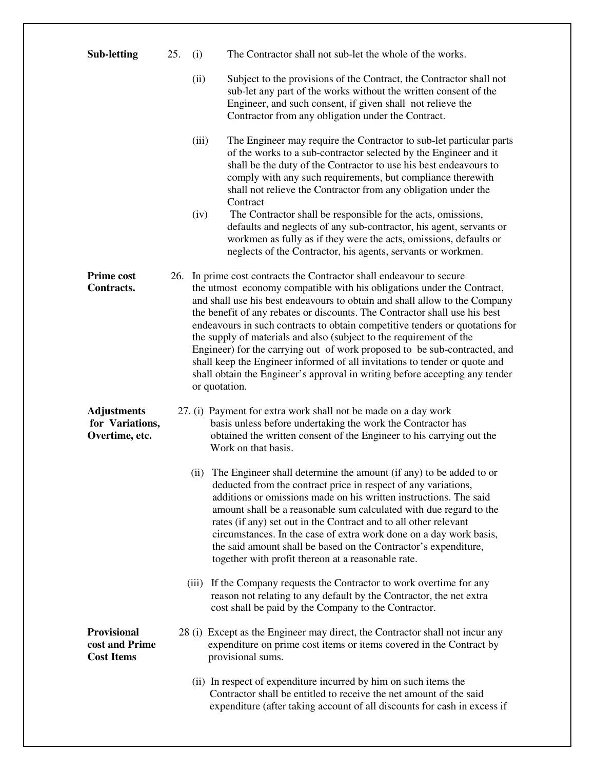**Sub-letting**

25. (i) The Contractor shall not sub-let the whole of the works.

(ii) Subject to the provisions of the Contract, the Contractor shall not sub-let any part of the works without the written consent of the Engineer, and such consent, if given shall not relieve the Contractor from any obligation under the Contract.

(iii) The Engineer may require the Contractor to sub-let particular parts of the works to a sub-contractor selected by the Engineer and it shall be the duty of the Contractor to use his best endeavours to comply with any such requirements, but compliance therewith shall not relieve the Contractor from any obligation under the Contract

(iv) The Contractor shall be responsible for the acts, omissions, defaults and neglects of any sub-contractor, his agent, servants or workmen as fully as if they were the acts, omissions, defaults or neglects of the Contractor, his agents, servants or workmen.

**Prime cost Contracts.**

26. In prime cost contracts the Contractor shall endeavour to secure the utmost economy compatible with his obligations under the Contract, and shall use his best endeavours to obtain and shall allow to the Company the benefit of any rebates or discounts. The Contractor shall use his best endeavours in such contracts to obtain competitive tenders or quotations for the supply of materials and also (subject to the requirement of the Engineer) for the carrying out of work proposed to be sub-contracted, and shall keep the Engineer informed of all invitations to tender or quote and shall obtain the Engineer's approval in writing before accepting any tender or quotation.

**Adjustments for Variations, Overtime, etc.**

27. (i) Payment for extra work shall not be made on a day work basis unless before undertaking the work the Contractor has obtained the written consent of the Engineer to his carrying out the Work on that basis.

(ii) The Engineer shall determine the amount (if any) to be added to or deducted from the contract price in respect of any variations, additions or omissions made on his written instructions. The said amount shall be a reasonable sum calculated with due regard to the rates (if any) set out in the Contract and to all other relevant circumstances. In the case of extra work done on a day work basis, the said amount shall be based on the Contractor's expenditure, together with profit thereon at a reasonable rate.

(iii) If the Company requests the Contractor to work overtime for any reason not relating to any default by the Contractor, the net extra cost shall be paid by the Company to the Contractor.

**Provisional cost and Prime Cost Items**

28 (i) Except as the Engineer may direct, the Contractor shall not incur any expenditure on prime cost items or items covered in the Contract by provisional sums.

(ii) In respect of expenditure incurred by him on such items the Contractor shall be entitled to receive the net amount of the said expenditure (after taking account of all discounts for cash in excess if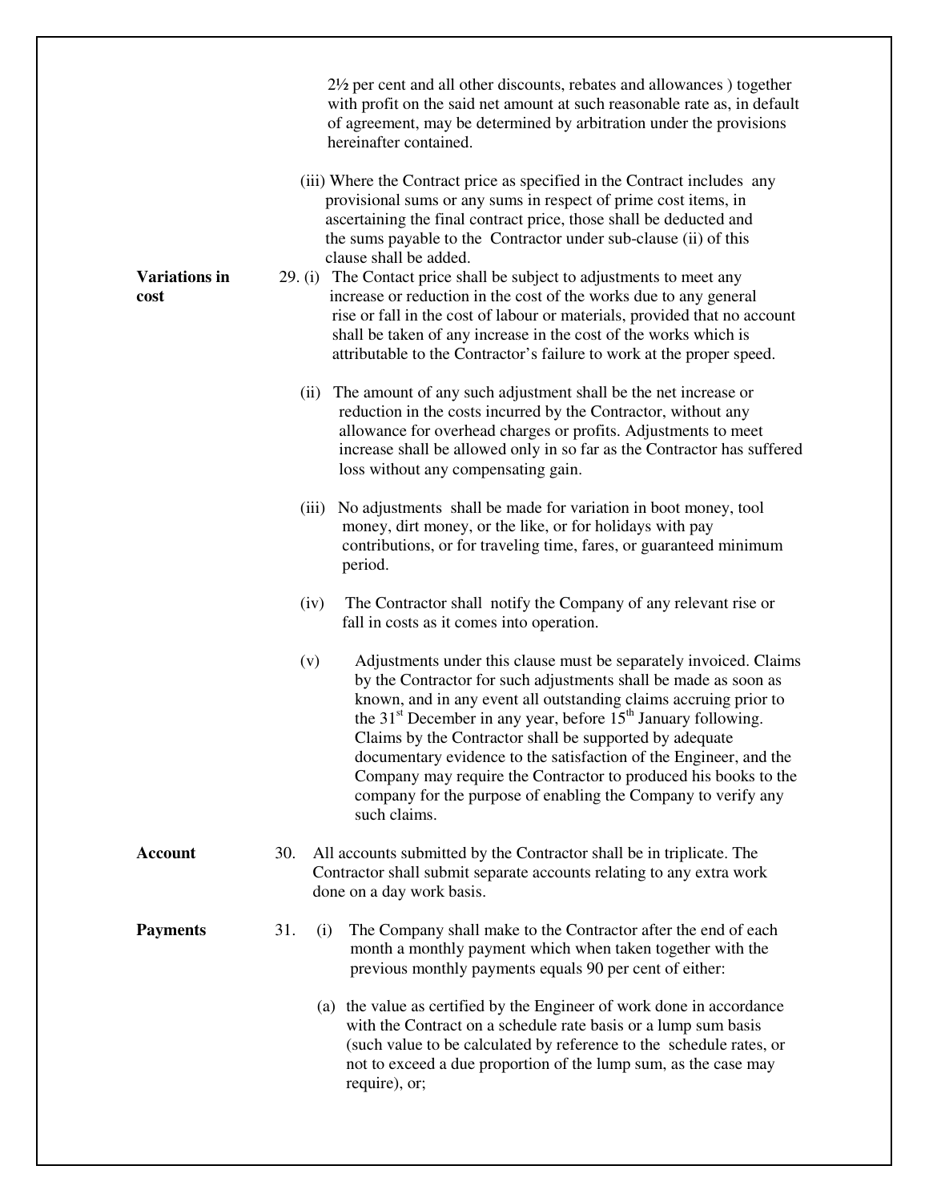2½ per cent and all other discounts, rebates and allowances ) together with profit on the said net amount at such reasonable rate as, in default of agreement, may be determined by arbitration under the provisions hereinafter contained.

(iii) Where the Contract price as specified in the Contract includes any provisional sums or any sums in respect of prime cost items, in ascertaining the final contract price, those shall be deducted and the sums payable to the Contractor under sub-clause (ii) of this clause shall be added.

**Variations in cost**

29. (i) The Contact price shall be subject to adjustments to meet any increase or reduction in the cost of the works due to any general rise or fall in the cost of labour or materials, provided that no account shall be taken of any increase in the cost of the works which is attributable to the Contractor's failure to work at the proper speed.

(ii) The amount of any such adjustment shall be the net increase or reduction in the costs incurred by the Contractor, without any allowance for overhead charges or profits. Adjustments to meet increase shall be allowed only in so far as the Contractor has suffered loss without any compensating gain.

(iii) No adjustments shall be made for variation in boot money, tool money, dirt money, or the like, or for holidays with pay contributions, or for traveling time, fares, or guaranteed minimum period.

(iv) The Contractor shall notify the Company of any relevant rise or fall in costs as it comes into operation.

(v) Adjustments under this clause must be separately invoiced. Claims by the Contractor for such adjustments shall be made as soon as known, and in any event all outstanding claims accruing prior to the 31st December in any year, before 15th January following. Claims by the Contractor shall be supported by adequate documentary evidence to the satisfaction of the Engineer, and the Company may require the Contractor to produced his books to the company for the purpose of enabling the Company to verify any such claims.

**Account**

30. All accounts submitted by the Contractor shall be in triplicate. The Contractor shall submit separate accounts relating to any extra work done on a day work basis.

**Payments**

31. (i) The Company shall make to the Contractor after the end of each month a monthly payment which when taken together with the previous monthly payments equals 90 per cent of either:

(a) the value as certified by the Engineer of work done in accordance with the Contract on a schedule rate basis or a lump sum basis (such value to be calculated by reference to the schedule rates, or not to exceed a due proportion of the lump sum, as the case may require), or;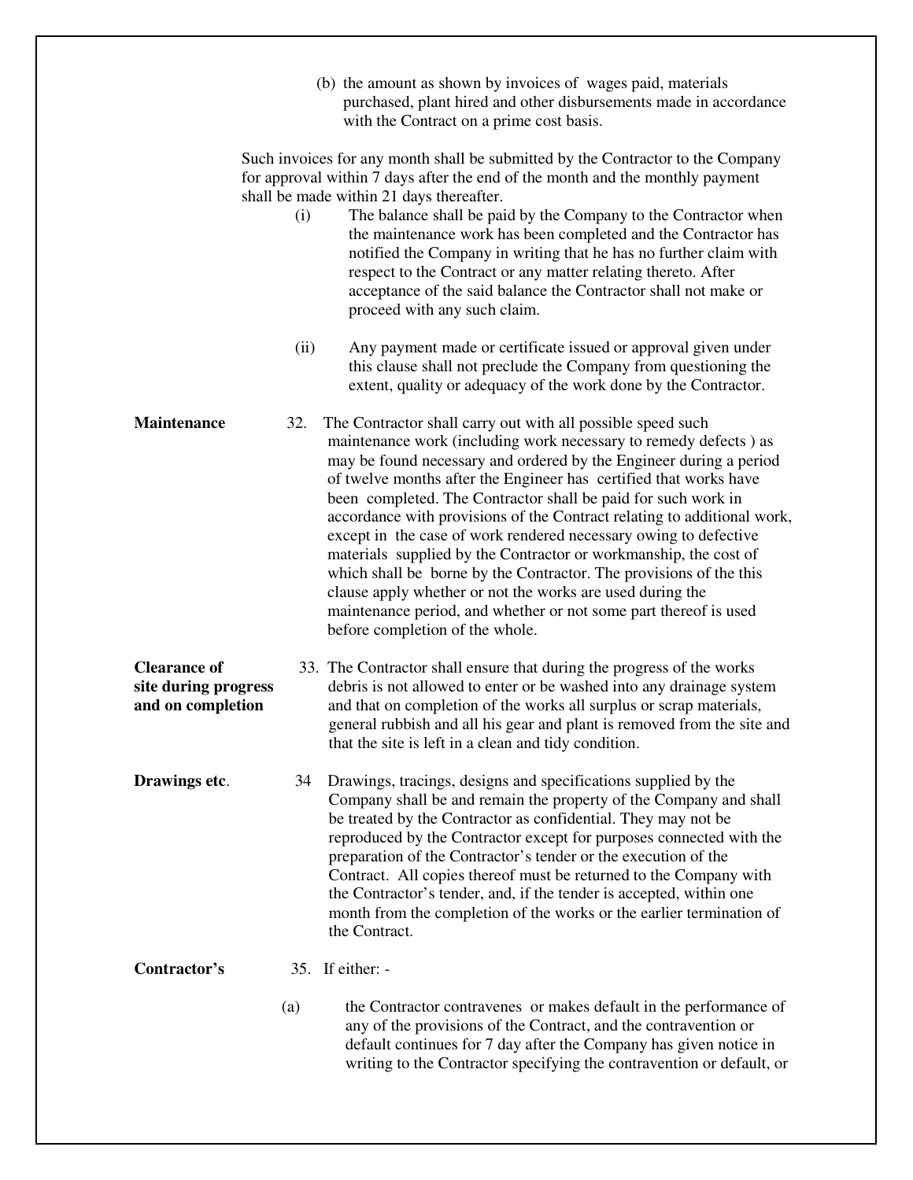(b) the amount as shown by invoices of wages paid, materials purchased, plant hired and other disbursements made in accordance with the Contract on a prime cost basis.

Such invoices for any month shall be submitted by the Contractor to the Company for approval within 7 days after the end of the month and the monthly payment shall be made within 21 days thereafter.

(i) The balance shall be paid by the Company to the Contractor when the maintenance work has been completed and the Contractor has notified the Company in writing that he has no further claim with respect to the Contract or any matter relating thereto. After acceptance of the said balance the Contractor shall not make or proceed with any such claim.

(ii) Any payment made or certificate issued or approval given under this clause shall not preclude the Company from questioning the extent, quality or adequacy of the work done by the Contractor.

**Maintenance**

32. The Contractor shall carry out with all possible speed such maintenance work (including work necessary to remedy defects ) as may be found necessary and ordered by the Engineer during a period of twelve months after the Engineer has certified that works have been completed. The Contractor shall be paid for such work in accordance with provisions of the Contract relating to additional work, except in the case of work rendered necessary owing to defective materials supplied by the Contractor or workmanship, the cost of which shall be borne by the Contractor. The provisions of the this clause apply whether or not the works are used during the maintenance period, and whether or not some part thereof is used before completion of the whole.

**Clearance of site during progress and on completion**

33. The Contractor shall ensure that during the progress of the works debris is not allowed to enter or be washed into any drainage system and that on completion of the works all surplus or scrap materials, general rubbish and all his gear and plant is removed from the site and that the site is left in a clean and tidy condition.

**Drawings etc.**

34 Drawings, tracings, designs and specifications supplied by the Company shall be and remain the property of the Company and shall be treated by the Contractor as confidential. They may not be reproduced by the Contractor except for purposes connected with the preparation of the Contractor's tender or the execution of the Contract. All copies thereof must be returned to the Company with the Contractor's tender, and, if the tender is accepted, within one month from the completion of the works or the earlier termination of the Contract.

**Contractor's**

35. If either: -

(a) the Contractor contravenes or makes default in the performance of any of the provisions of the Contract, and the contravention or default continues for 7 day after the Company has given notice in writing to the Contractor specifying the contravention or default, or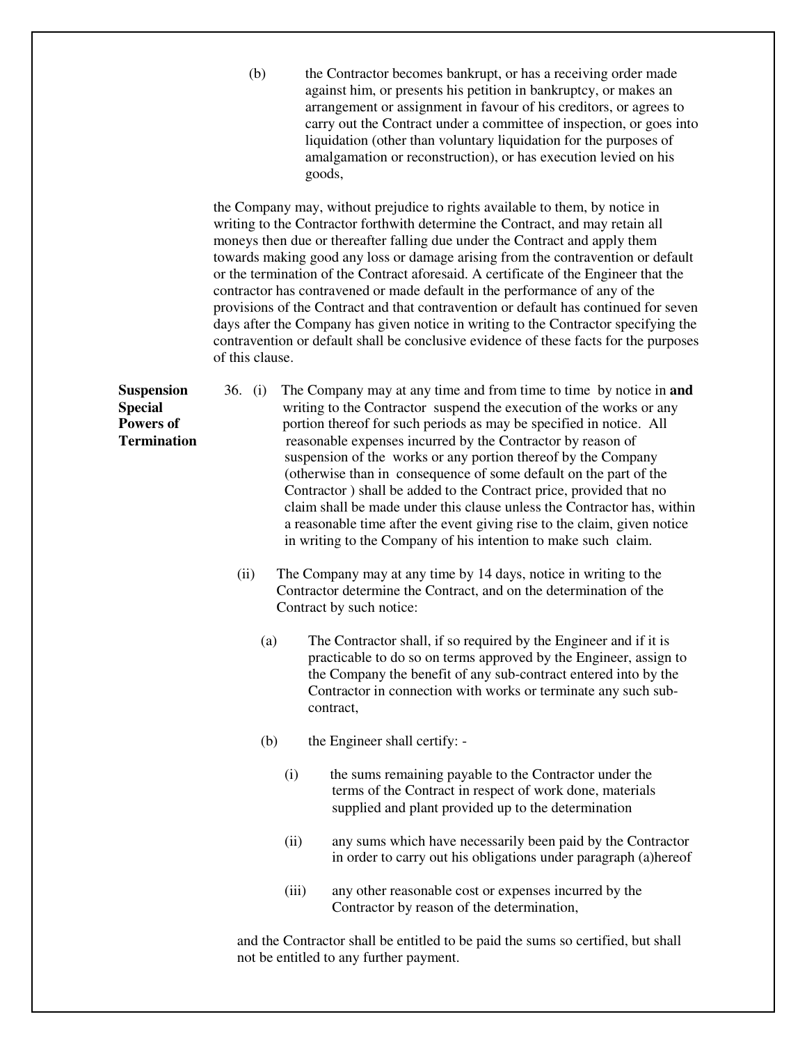(b) the Contractor becomes bankrupt, or has a receiving order made against him, or presents his petition in bankruptcy, or makes an arrangement or assignment in favour of his creditors, or agrees to carry out the Contract under a committee of inspection, or goes into liquidation (other than voluntary liquidation for the purposes of amalgamation or reconstruction), or has execution levied on his goods,

the Company may, without prejudice to rights available to them, by notice in writing to the Contractor forthwith determine the Contract, and may retain all moneys then due or thereafter falling due under the Contract and apply them towards making good any loss or damage arising from the contravention or default or the termination of the Contract aforesaid. A certificate of the Engineer that the contractor has contravened or made default in the performance of any of the provisions of the Contract and that contravention or default has continued for seven days after the Company has given notice in writing to the Contractor specifying the contravention or default shall be conclusive evidence of these facts for the purposes of this clause.

**Suspension and Special Powers of Termination**

36. (i) The Company may at any time and from time to time by notice in writing to the Contractor suspend the execution of the works or any portion thereof for such periods as may be specified in notice. All reasonable expenses incurred by the Contractor by reason of suspension of the works or any portion thereof by the Company (otherwise than in consequence of some default on the part of the Contractor ) shall be added to the Contract price, provided that no claim shall be made under this clause unless the Contractor has, within a reasonable time after the event giving rise to the claim, given notice in writing to the Company of his intention to make such claim.

(ii) The Company may at any time by 14 days, notice in writing to the Contractor determine the Contract, and on the determination of the Contract by such notice:

(a) The Contractor shall, if so required by the Engineer and if it is practicable to do so on terms approved by the Engineer, assign to the Company the benefit of any sub-contract entered into by the Contractor in connection with works or terminate any such sub-contract,

(b) the Engineer shall certify: -

(i) the sums remaining payable to the Contractor under the terms of the Contract in respect of work done, materials supplied and plant provided up to the determination

(ii) any sums which have necessarily been paid by the Contractor in order to carry out his obligations under paragraph (a)hereof

(iii) any other reasonable cost or expenses incurred by the Contractor by reason of the determination,

and the Contractor shall be entitled to be paid the sums so certified, but shall not be entitled to any further payment.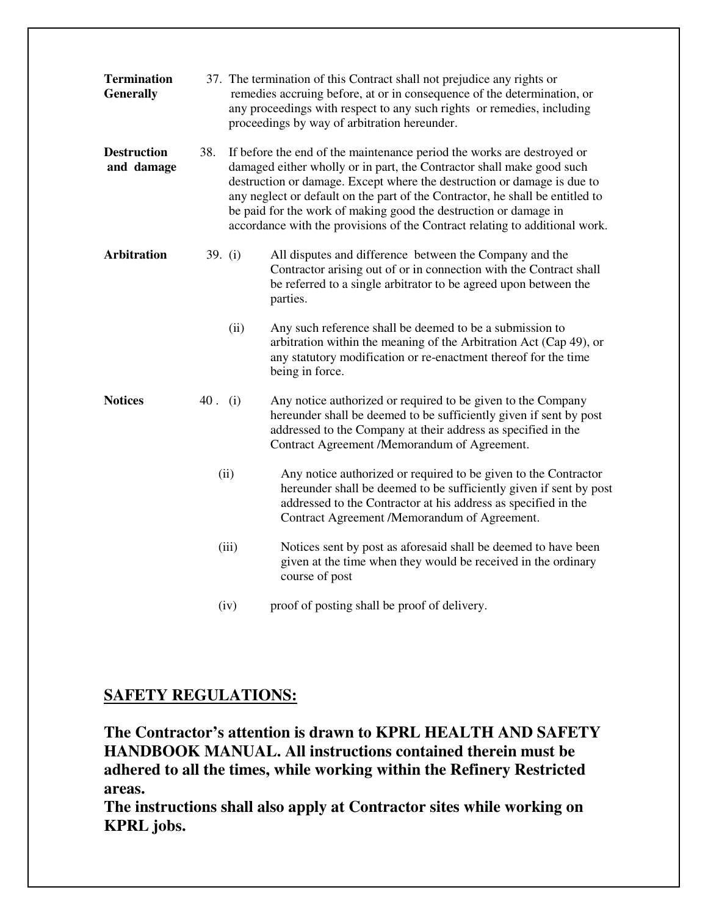**Termination Generally**

37. The termination of this Contract shall not prejudice any rights or remedies accruing before, at or in consequence of the determination, or any proceedings with respect to any such rights or remedies, including proceedings by way of arbitration hereunder.

**Destruction and damage**

38. If before the end of the maintenance period the works are destroyed or damaged either wholly or in part, the Contractor shall make good such destruction or damage. Except where the destruction or damage is due to any neglect or default on the part of the Contractor, he shall be entitled to be paid for the work of making good the destruction or damage in accordance with the provisions of the Contract relating to additional work.

**Arbitration**

39. (i) All disputes and difference between the Company and the Contractor arising out of or in connection with the Contract shall be referred to a single arbitrator to be agreed upon between the parties.

(ii) Any such reference shall be deemed to be a submission to arbitration within the meaning of the Arbitration Act (Cap 49), or any statutory modification or re-enactment thereof for the time being in force.

**Notices**

40 . (i) Any notice authorized or required to be given to the Company hereunder shall be deemed to be sufficiently given if sent by post addressed to the Company at their address as specified in the Contract Agreement /Memorandum of Agreement.

(ii) Any notice authorized or required to be given to the Contractor hereunder shall be deemed to be sufficiently given if sent by post addressed to the Contractor at his address as specified in the Contract Agreement /Memorandum of Agreement.

(iii) Notices sent by post as aforesaid shall be deemed to have been given at the time when they would be received in the ordinary course of post

(iv) proof of posting shall be proof of delivery.

## SAFETY REGULATIONS:

**The Contractor's attention is drawn to KPRL HEALTH AND SAFETY HANDBOOK MANUAL. All instructions contained therein must be adhered to all the times, while working within the Refinery Restricted areas.**
**The instructions shall also apply at Contractor sites while working on KPRL jobs.**